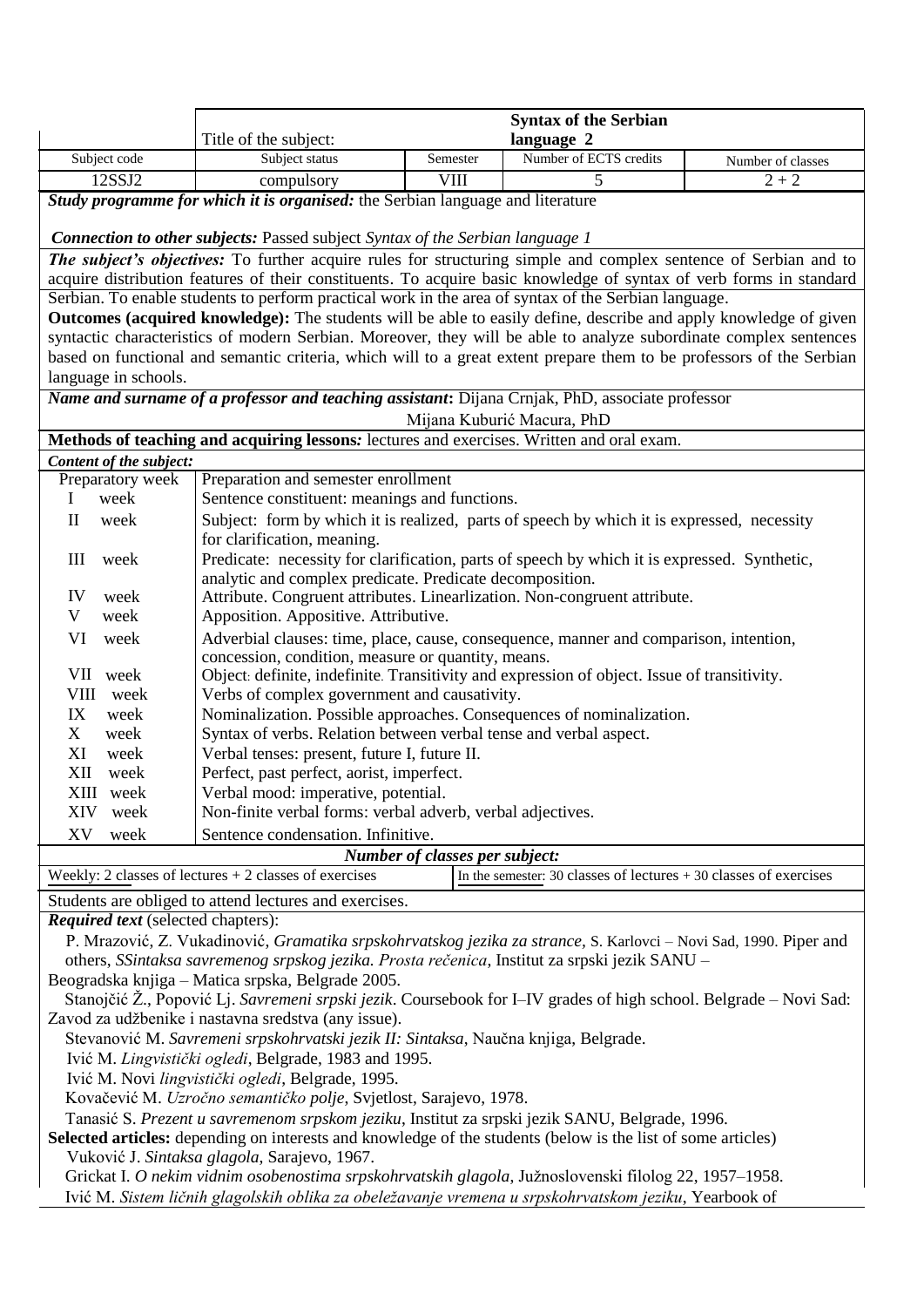| | Title of the subject: | | **Syntax of the Serbian language 2** | |
|---|---|---|---|---|
| Subject code | Subject status | Semester | Number of ECTS credits | Number of classes |
| 12SSJ2 | compulsory | VIII | 5 | 2 + 2 |

***Study programme for which it is organised:*** the Serbian language and literature

***Connection to other subjects:*** Passed subject *Syntax of the Serbian language 1*

***The subject's objectives:*** To further acquire rules for structuring simple and complex sentence of Serbian and to acquire distribution features of their constituents. To acquire basic knowledge of syntax of verb forms in standard Serbian. To enable students to perform practical work in the area of syntax of the Serbian language.

**Outcomes (acquired knowledge):** The students will be able to easily define, describe and apply knowledge of given syntactic characteristics of modern Serbian. Moreover, they will be able to analyze subordinate complex sentences based on functional and semantic criteria, which will to a great extent prepare them to be professors of the Serbian language in schools.

***Name and surname of a professor and teaching assistant*:** Dijana Crnjak, PhD, associate professor
Mijana Kuburić Macura, PhD

**Methods of teaching and acquiring lessons***:* lectures and exercises. Written and oral exam.

***Content of the subject:***

| | |
|---|---|
| Preparatory week | Preparation and semester enrollment |
| I week | Sentence constituent: meanings and functions. |
| II week | Subject: form by which it is realized, parts of speech by which it is expressed, necessity for clarification, meaning. |
| III week | Predicate: necessity for clarification, parts of speech by which it is expressed. Synthetic, analytic and complex predicate. Predicate decomposition. |
| IV week | Attribute. Congruent attributes. Linearlization. Non-congruent attribute. |
| V week | Apposition. Appositive. Attributive. |
| VI week | Adverbial clauses: time, place, cause, consequence, manner and comparison, intention, concession, condition, measure or quantity, means. |
| VII week | Object: definite, indefinite. Transitivity and expression of object. Issue of transitivity. |
| VIII week | Verbs of complex government and causativity. |
| IX week | Nominalization. Possible approaches. Consequences of nominalization. |
| X week | Syntax of verbs. Relation between verbal tense and verbal aspect. |
| XI week | Verbal tenses: present, future I, future II. |
| XII week | Perfect, past perfect, aorist, imperfect. |
| XIII week | Verbal mood: imperative, potential. |
| XIV week | Non-finite verbal forms: verbal adverb, verbal adjectives. |
| XV week | Sentence condensation. Infinitive. |

***Number of classes per subject:***

| | |
|---|---|
| Weekly: 2 classes of lectures + 2 classes of exercises | In the semester: 30 classes of lectures + 30 classes of exercises |

Students are obliged to attend lectures and exercises.

***Required text*** (selected chapters):

P. Mrazović, Z. Vukadinović, *Gramatika srpskohrvatskog jezika za strance,* S. Karlovci – Novi Sad, 1990. Piper and others, *SSintaksa savremenog srpskog jezika. Prosta rečenica*, Institut za srpski jezik SANU – Beogradska knjiga – Matica srpska, Belgrade 2005.

Stanojčić Ž., Popović Lj. *Savremeni srpski jezik*. Coursebook for I–IV grades of high school. Belgrade – Novi Sad: Zavod za udžbenike i nastavna sredstva (any issue).

Stevanović M. *Savremeni srpskohrvatski jezik II: Sintaksa*, Naučna knjiga, Belgrade.

Ivić M. *Lingvistički ogledi*, Belgrade, 1983 and 1995.

Ivić M. Novi *lingvistički ogledi*, Belgrade, 1995.

Kovačević M. *Uzročno semantičko polje*, Svjetlost, Sarajevo, 1978.

Tanasić S. *Prezent u savremenom srpskom jeziku*, Institut za srpski jezik SANU, Belgrade, 1996.

**Selected articles:** depending on interests and knowledge of the students (below is the list of some articles)

Vuković J. *Sintaksa glagola*, Sarajevo, 1967.

Grickat I. *O nekim vidnim osobenostima srpskohrvatskih glagola*, Južnoslovenski filolog 22, 1957–1958.

Ivić M. *Sistem ličnih glagolskih oblika za obeležavanje vremena u srpskohrvatskom jeziku*, Yearbook of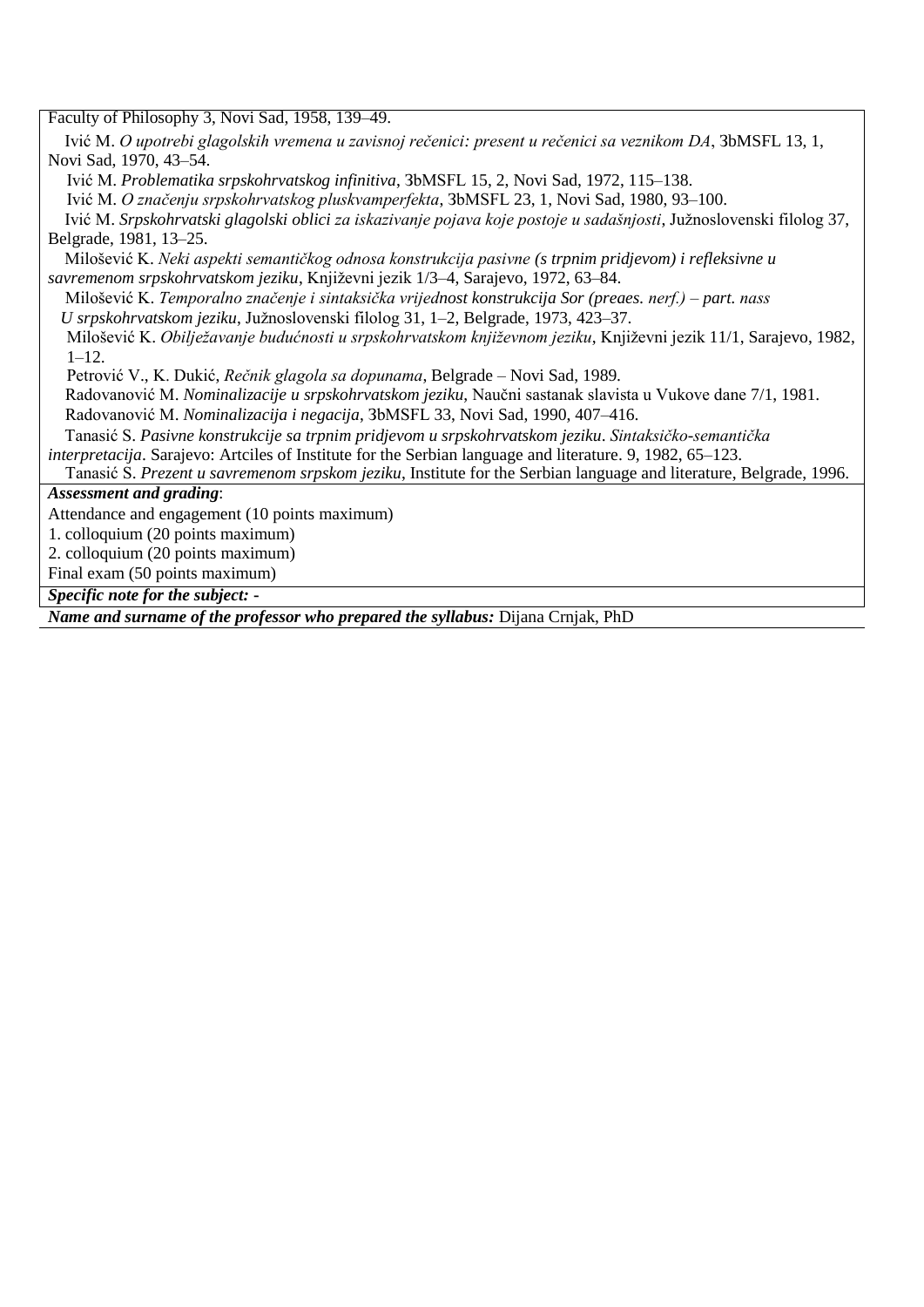Faculty of Philosophy 3, Novi Sad, 1958, 139–49.

Ivić M. *O upotrebi glagolskih vremena u zavisnoj rečenici: present u rečenici sa veznikom DA*, ЗbMSFL 13, 1, Novi Sad, 1970, 43–54.

Ivić M. *Problematika srpskohrvatskog infinitiva*, ЗbMSFL 15, 2, Novi Sad, 1972, 115–138.

Ivić M. *O značenju srpskohrvatskog pluskvamperfekta*, ЗbMSFL 23, 1, Novi Sad, 1980, 93–100.

Ivić M. *Srpskohrvatski glagolski oblici za iskazivanje pojava koje postoje u sadašnjosti*, Južnoslovenski filolog 37, Belgrade, 1981, 13–25.

Milošević K. *Neki aspekti semantičkog odnosa konstrukcija pasivne (s trpnim pridjevom) i refleksivne u savremenom srpskohrvatskom jeziku*, Književni jezik 1/3–4, Sarajevo, 1972, 63–84.

Milošević K. *Temporalno značenje i sintaksička vrijednost konstrukcija Sor (preaes. nerf.) – part. nass U srpskohrvatskom jeziku*, Južnoslovenski filolog 31, 1–2, Belgrade, 1973, 423–37.

Milošević K. *Obilježavanje budućnosti u srpskohrvatskom književnom jeziku*, Književni jezik 11/1, Sarajevo, 1982, 1–12.

Petrović V., K. Dukić, *Rečnik glagola sa dopunama*, Belgrade – Novi Sad, 1989.

Radovanović M. *Nominalizacije u srpskohrvatskom jeziku*, Naučni sastanak slavista u Vukove dane 7/1, 1981.

Radovanović M. *Nominalizacija i negacija*, ЗbMSFL 33, Novi Sad, 1990, 407–416.

Tanasić S. *Pasivne konstrukcije sa trpnim pridjevom u srpskohrvatskom jeziku*. *Sintaksičko-semantička interpretacija*. Sarajevo: Artciles of Institute for the Serbian language and literature. 9, 1982, 65–123.

Tanasić S. *Prezent u savremenom srpskom jeziku*, Institute for the Serbian language and literature, Belgrade, 1996.

***Assessment and grading***:

Attendance and engagement (10 points maximum)

1. colloquium (20 points maximum)

2. colloquium (20 points maximum)

Final exam (50 points maximum)

***Specific note for the subject: -***

***Name and surname of the professor who prepared the syllabus:*** Dijana Crnjak, PhD